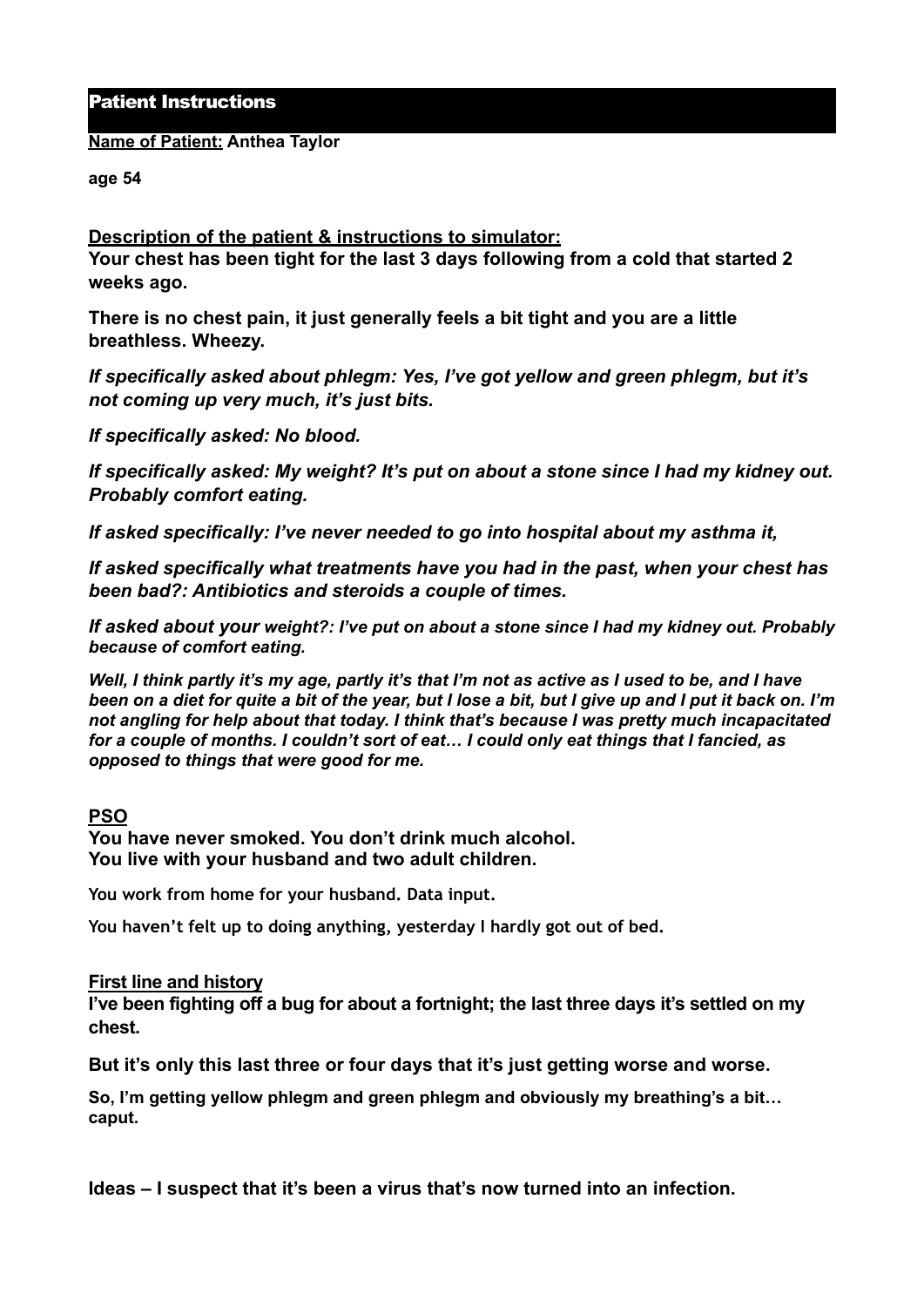## Patient Instructions

**Name of Patient: Anthea Taylor**

**age 54**

**Description of the patient & instructions to simulator:**

**Your chest has been tight for the last 3 days following from a cold that started 2 weeks ago.**

**There is no chest pain, it just generally feels a bit tight and you are a little breathless. Wheezy.**

***If specifically asked about phlegm: Yes, I've got yellow and green phlegm, but it's not coming up very much, it's just bits.***

***If specifically asked: No blood.***

***If specifically asked: My weight? It's put on about a stone since I had my kidney out. Probably comfort eating.***

***If asked specifically: I've never needed to go into hospital about my asthma it,***

***If asked specifically what treatments have you had in the past, when your chest has been bad?: Antibiotics and steroids a couple of times.***

***If asked about your weight?: I've put on about a stone since I had my kidney out. Probably because of comfort eating.***

***Well, I think partly it's my age, partly it's that I'm not as active as I used to be, and I have been on a diet for quite a bit of the year, but I lose a bit, but I give up and I put it back on. I'm not angling for help about that today. I think that's because I was pretty much incapacitated for a couple of months. I couldn't sort of eat… I could only eat things that I fancied, as opposed to things that were good for me.***

**PSO**

**You have never smoked. You don't drink much alcohol.**
**You live with your husband and two adult children.**

**You work from home for your husband. Data input.**

**You haven't felt up to doing anything, yesterday I hardly got out of bed.**

**First line and history**

**I've been fighting off a bug for about a fortnight; the last three days it's settled on my chest.**

**But it's only this last three or four days that it's just getting worse and worse.**

**So, I'm getting yellow phlegm and green phlegm and obviously my breathing's a bit… caput.**

**Ideas – I suspect that it's been a virus that's now turned into an infection.**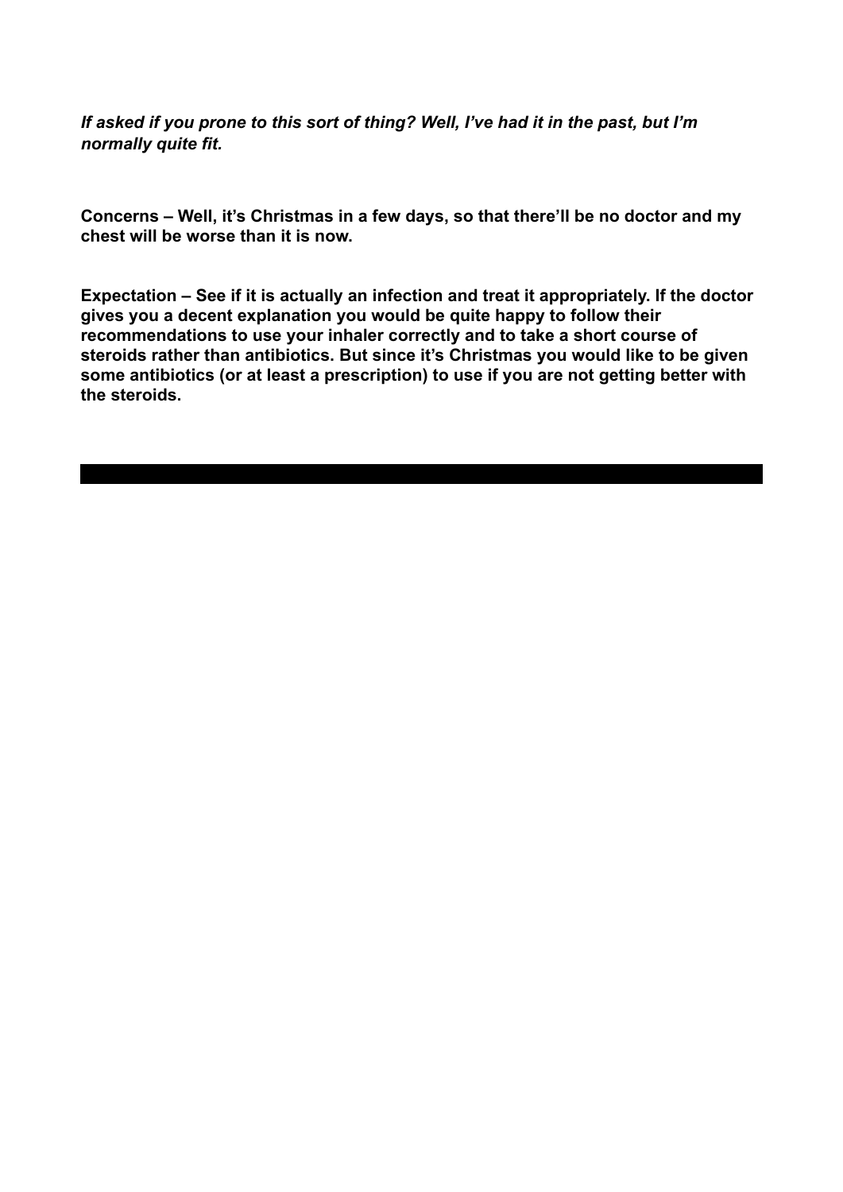***If asked if you prone to this sort of thing? Well, I've had it in the past, but I'm normally quite fit.***

**Concerns – Well, it's Christmas in a few days, so that there'll be no doctor and my chest will be worse than it is now.**

**Expectation – See if it is actually an infection and treat it appropriately. If the doctor gives you a decent explanation you would be quite happy to follow their recommendations to use your inhaler correctly and to take a short course of steroids rather than antibiotics. But since it's Christmas you would like to be given some antibiotics (or at least a prescription) to use if you are not getting better with the steroids.**